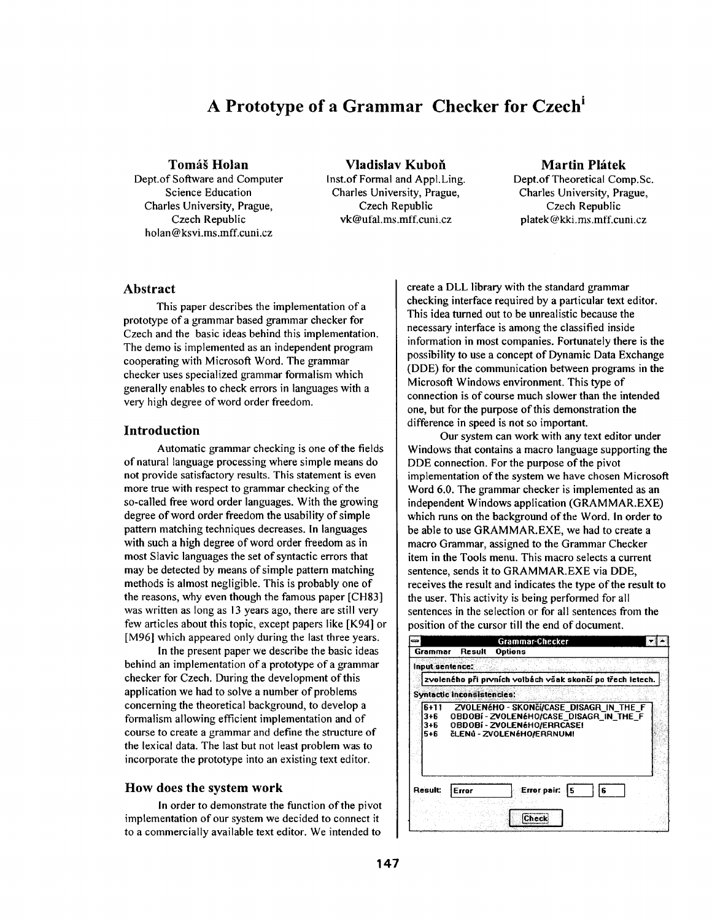# A Prototype of a Grammar Checker for Czech[i]

**Tomáš Holan**
Dept.of Software and Computer Science Education
Charles University, Prague, Czech Republic
holan@ksvi.ms.mff.cuni.cz

**Vladislav Kuboň**
Inst.of Formal and Appl.Ling.
Charles University, Prague, Czech Republic
vk@ufal.ms.mff.cuni.cz

**Martin Plátek**
Dept.of Theoretical Comp.Sc.
Charles University, Prague, Czech Republic
platek@kki.ms.mff.cuni.cz

## Abstract

This paper describes the implementation of a prototype of a grammar based grammar checker for Czech and the basic ideas behind this implementation. The demo is implemented as an independent program cooperating with Microsoft Word. The grammar checker uses specialized grammar formalism which generally enables to check errors in languages with a very high degree of word order freedom.

## Introduction

Automatic grammar checking is one of the fields of natural language processing where simple means do not provide satisfactory results. This statement is even more true with respect to grammar checking of the so-called free word order languages. With the growing degree of word order freedom the usability of simple pattern matching techniques decreases. In languages with such a high degree of word order freedom as in most Slavic languages the set of syntactic errors that may be detected by means of simple pattern matching methods is almost negligible. This is probably one of the reasons, why even though the famous paper [CH83] was written as long as 13 years ago, there are still very few articles about this topic, except papers like [K94] or [M96] which appeared only during the last three years.

In the present paper we describe the basic ideas behind an implementation of a prototype of a grammar checker for Czech. During the development of this application we had to solve a number of problems concerning the theoretical background, to develop a formalism allowing efficient implementation and of course to create a grammar and define the structure of the lexical data. The last but not least problem was to incorporate the prototype into an existing text editor.

## How does the system work

In order to demonstrate the function of the pivot implementation of our system we decided to connect it to a commercially available text editor. We intended to create a DLL library with the standard grammar checking interface required by a particular text editor. This idea turned out to be unrealistic because the necessary interface is among the classified inside information in most companies. Fortunately there is the possibility to use a concept of Dynamic Data Exchange (DDE) for the communication between programs in the Microsoft Windows environment. This type of connection is of course much slower than the intended one, but for the purpose of this demonstration the difference in speed is not so important.

Our system can work with any text editor under Windows that contains a macro language supporting the DDE connection. For the purpose of the pivot implementation of the system we have chosen Microsoft Word 6.0. The grammar checker is implemented as an independent Windows application (GRAMMAR.EXE) which runs on the background of the Word. In order to be able to use GRAMMAR.EXE, we had to create a macro Grammar, assigned to the Grammar Checker item in the Tools menu. This macro selects a current sentence, sends it to GRAMMAR.EXE via DDE, receives the result and indicates the type of the result to the user. This activity is being performed for all sentences in the selection or for all sentences from the position of the cursor till the end of document.

Grammar-Checker
Grammar Result Options
Input sentence:
zvoleného při prvních volbách však skončí po třech letech.
Syntactic inconsistencies:
6+11 ZVOLENéHO - SKONčí/CASE_DISAGR_IN_THE_F
3+6 OBDOBí - ZVOLENéHO/CASE_DISAGR_IN_THE_F
3+6 OBDOBí - ZVOLENéHO/ERRCASE!
5+6 čLENů - ZVOLENéHO/ERRNUM!
Result: Error Error pair: 5 6
Check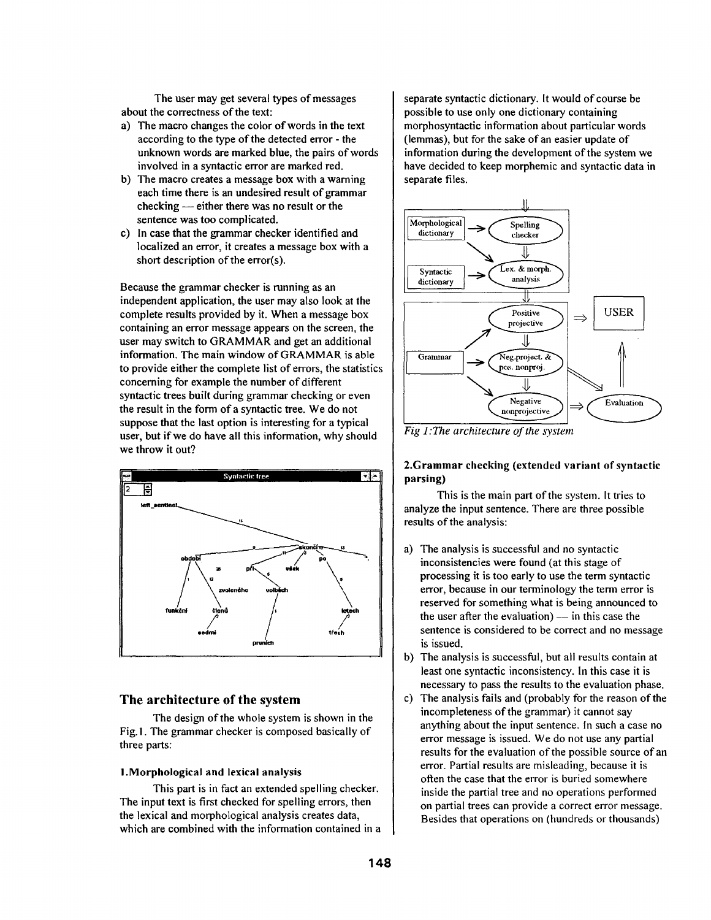The user may get several types of messages about the correctness of the text:

a) The macro changes the color of words in the text according to the type of the detected error - the unknown words are marked blue, the pairs of words involved in a syntactic error are marked red.
b) The macro creates a message box with a warning each time there is an undesired result of grammar checking — either there was no result or the sentence was too complicated.
c) In case that the grammar checker identified and localized an error, it creates a message box with a short description of the error(s).

Because the grammar checker is running as an independent application, the user may also look at the complete results provided by it. When a message box containing an error message appears on the screen, the user may switch to GRAMMAR and get an additional information. The main window of GRAMMAR is able to provide either the complete list of errors, the statistics concerning for example the number of different syntactic trees built during grammar checking or even the result in the form of a syntactic tree. We do not suppose that the last option is interesting for a typical user, but if we do have all this information, why should we throw it out?

## The architecture of the system

The design of the whole system is shown in the Fig. 1. The grammar checker is composed basically of three parts:

### 1. Morphological and lexical analysis

This part is in fact an extended spelling checker. The input text is first checked for spelling errors, then the lexical and morphological analysis creates data, which are combined with the information contained in a separate syntactic dictionary. It would of course be possible to use only one dictionary containing morphosyntactic information about particular words (lemmas), but for the sake of an easier update of information during the development of the system we have decided to keep morphemic and syntactic data in separate files.

*Fig 1: The architecture of the system*

### 2. Grammar checking (extended variant of syntactic parsing)

This is the main part of the system. It tries to analyze the input sentence. There are three possible results of the analysis:

a) The analysis is successful and no syntactic inconsistencies were found (at this stage of processing it is too early to use the term syntactic error, because in our terminology the term error is reserved for something what is being announced to the user after the evaluation) — in this case the sentence is considered to be correct and no message is issued.
b) The analysis is successful, but all results contain at least one syntactic inconsistency. In this case it is necessary to pass the results to the evaluation phase.
c) The analysis fails and (probably for the reason of the incompleteness of the grammar) it cannot say anything about the input sentence. In such a case no error message is issued. We do not use any partial results for the evaluation of the possible source of an error. Partial results are misleading, because it is often the case that the error is buried somewhere inside the partial tree and no operations performed on partial trees can provide a correct error message. Besides that operations on (hundreds or thousands)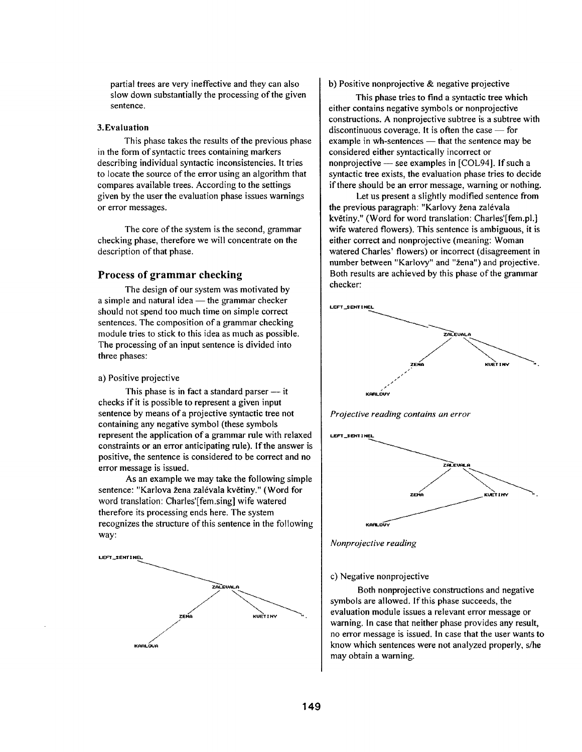partial trees are very ineffective and they can also slow down substantially the processing of the given sentence.

**3. Evaluation**

This phase takes the results of the previous phase in the form of syntactic trees containing markers describing individual syntactic inconsistencies. It tries to locate the source of the error using an algorithm that compares available trees. According to the settings given by the user the evaluation phase issues warnings or error messages.

The core of the system is the second, grammar checking phase, therefore we will concentrate on the description of that phase.

## Process of grammar checking

The design of our system was motivated by a simple and natural idea — the grammar checker should not spend too much time on simple correct sentences. The composition of a grammar checking module tries to stick to this idea as much as possible. The processing of an input sentence is divided into three phases:

a) Positive projective

This phase is in fact a standard parser — it checks if it is possible to represent a given input sentence by means of a projective syntactic tree not containing any negative symbol (these symbols represent the application of a grammar rule with relaxed constraints or an error anticipating rule). If the answer is positive, the sentence is considered to be correct and no error message is issued.

As an example we may take the following simple sentence: "Karlova žena zalévala květiny." (Word for word translation: Charles'[fem.sing] wife watered therefore its processing ends here. The system recognizes the structure of this sentence in the following way:

```
LEFT_SENTINEL
        \
      ZALEVALA
      /   |    \
   ZENA  KVETINY  .
    /
KARLOVA
```

b) Positive nonprojective & negative projective

This phase tries to find a syntactic tree which either contains negative symbols or nonprojective constructions. A nonprojective subtree is a subtree with discontinuous coverage. It is often the case — for example in wh-sentences — that the sentence may be considered either syntactically incorrect or nonprojective — see examples in [COL94]. If such a syntactic tree exists, the evaluation phase tries to decide if there should be an error message, warning or nothing.

Let us present a slightly modified sentence from the previous paragraph: "Karlovy žena zalévala květiny." (Word for word translation: Charles'[fem.pl.] wife watered flowers). This sentence is ambiguous, it is either correct and nonprojective (meaning: Woman watered Charles' flowers) or incorrect (disagreement in number between "Karlovy" and "žena") and projective. Both results are achieved by this phase of the grammar checker:

```
LEFT_SENTINEL
        \
      ZALEVALA
      /   |    \
   ZENA  KVETINY  .
    :
KARLOVY
```

*Projective reading contains an error*

```
LEFT_SENTINEL
        \
      ZALEVALA
      /   |    \
   ZENA  KVETINY  .
          /
   KARLOVY
```

*Nonprojective reading*

c) Negative nonprojective

Both nonprojective constructions and negative symbols are allowed. If this phase succeeds, the evaluation module issues a relevant error message or warning. In case that neither phase provides any result, no error message is issued. In case that the user wants to know which sentences were not analyzed properly, s/he may obtain a warning.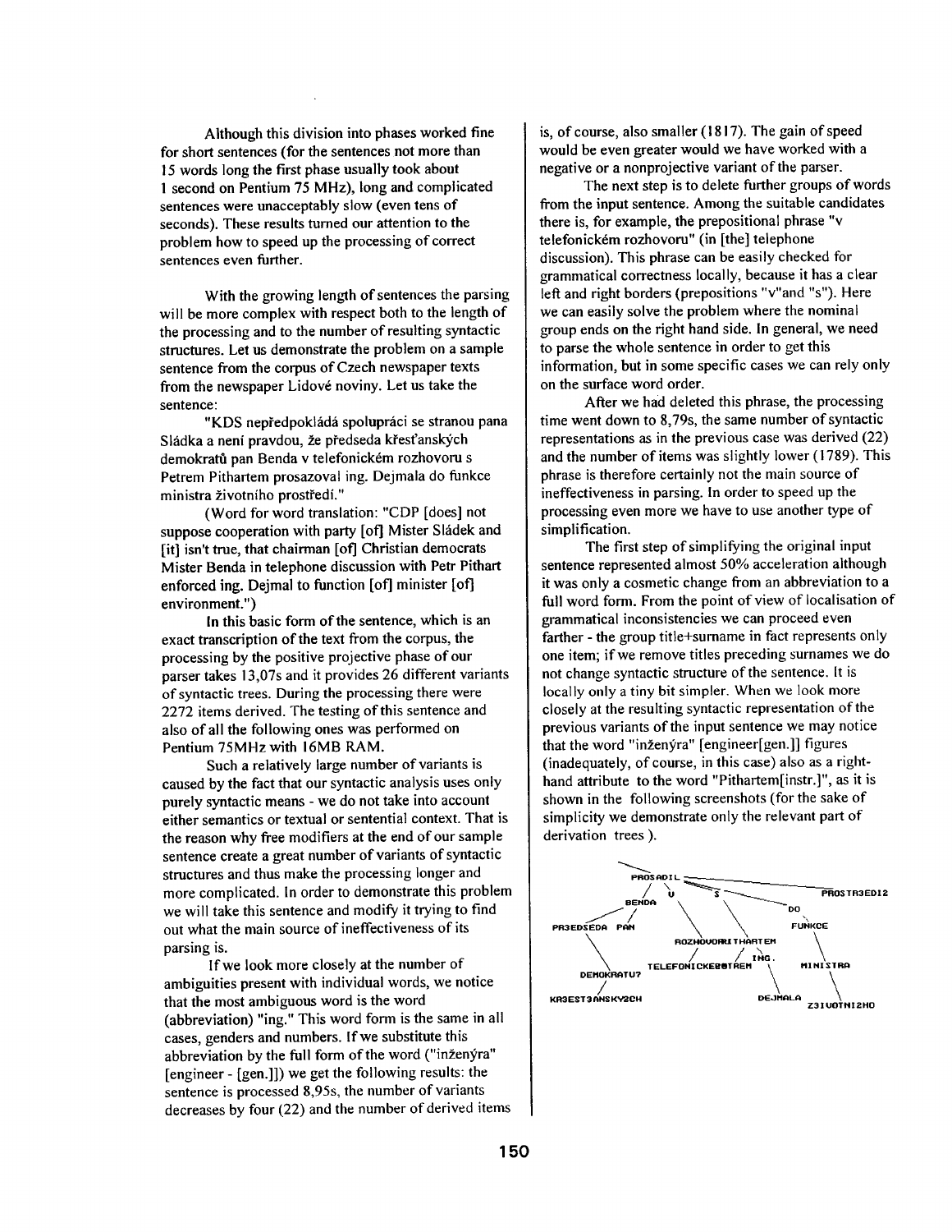Although this division into phases worked fine for short sentences (for the sentences not more than 15 words long the first phase usually took about 1 second on Pentium 75 MHz), long and complicated sentences were unacceptably slow (even tens of seconds). These results turned our attention to the problem how to speed up the processing of correct sentences even further.

With the growing length of sentences the parsing will be more complex with respect both to the length of the processing and to the number of resulting syntactic structures. Let us demonstrate the problem on a sample sentence from the corpus of Czech newspaper texts from the newspaper Lidové noviny. Let us take the sentence:

"KDS nepředpokládá spolupráci se stranou pana Sládka a není pravdou, že předseda křesťanských demokratů pan Benda v telefonickém rozhovoru s Petrem Pithartem prosazoval ing. Dejmala do funkce ministra životního prostředí."

(Word for word translation: "CDP [does] not suppose cooperation with party [of] Mister Sládek and [it] isn't true, that chairman [of] Christian democrats Mister Benda in telephone discussion with Petr Pithart enforced ing. Dejmal to function [of] minister [of] environment.")

In this basic form of the sentence, which is an exact transcription of the text from the corpus, the processing by the positive projective phase of our parser takes 13,07s and it provides 26 different variants of syntactic trees. During the processing there were 2272 items derived. The testing of this sentence and also of all the following ones was performed on Pentium 75MHz with 16MB RAM.

Such a relatively large number of variants is caused by the fact that our syntactic analysis uses only purely syntactic means - we do not take into account either semantics or textual or sentential context. That is the reason why free modifiers at the end of our sample sentence create a great number of variants of syntactic structures and thus make the processing longer and more complicated. In order to demonstrate this problem we will take this sentence and modify it trying to find out what the main source of ineffectiveness of its parsing is.

If we look more closely at the number of ambiguities present with individual words, we notice that the most ambiguous word is the word (abbreviation) "ing." This word form is the same in all cases, genders and numbers. If we substitute this abbreviation by the full form of the word ("inženýra" [engineer - [gen.]]) we get the following results: the sentence is processed 8,95s, the number of variants decreases by four (22) and the number of derived items is, of course, also smaller (1817). The gain of speed would be even greater would we have worked with a negative or a nonprojective variant of the parser.

The next step is to delete further groups of words from the input sentence. Among the suitable candidates there is, for example, the prepositional phrase "v telefonickém rozhovoru" (in [the] telephone discussion). This phrase can be easily checked for grammatical correctness locally, because it has a clear left and right borders (prepositions "v"and "s"). Here we can easily solve the problem where the nominal group ends on the right hand side. In general, we need to parse the whole sentence in order to get this information, but in some specific cases we can rely only on the surface word order.

After we had deleted this phrase, the processing time went down to 8,79s, the same number of syntactic representations as in the previous case was derived (22) and the number of items was slightly lower (1789). This phrase is therefore certainly not the main source of ineffectiveness in parsing. In order to speed up the processing even more we have to use another type of simplification.

The first step of simplifying the original input sentence represented almost 50% acceleration although it was only a cosmetic change from an abbreviation to a full word form. From the point of view of localisation of grammatical inconsistencies we can proceed even farther - the group title+surname in fact represents only one item; if we remove titles preceding surnames we do not change syntactic structure of the sentence. It is locally only a tiny bit simpler. When we look more closely at the resulting syntactic representation of the previous variants of the input sentence we may notice that the word "inženýra" [engineer[gen.]] figures (inadequately, of course, in this case) also as a right-hand attribute to the word "Pithartem[instr.]", as it is shown in the following screenshots (for the sake of simplicity we demonstrate only the relevant part of derivation trees).

```
PROSADIL
├── BENDA
│   ├── PR3EDSEDA
│   │   └── DEMOKRATU7
│   │       └── KR3EST3ANSKY2CH
│   └── PAN
├── V
│   └── ROZHOVORU
│       └── TELEFONICKE2M
├── S
│   └── PITHARTEM
│       ├── PETREM
│       └── ING.
│           └── DEJMALA
├── DO
│   └── FUNKCE
│       └── MINISTRA
│           └── Z3IVOTNI2HO
└── PROSTR3EDI2
```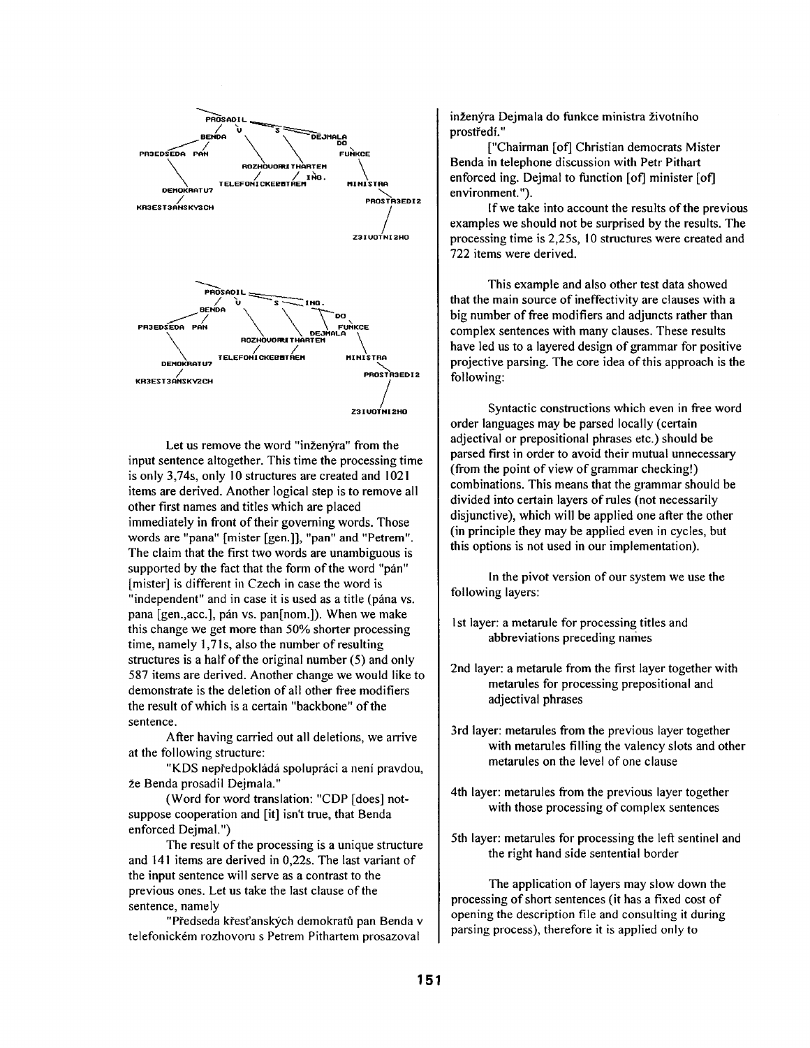```
            PROSADIL
           /   \    \
        BENDA   V    S    DEJMALA
        /        \    \       DO
PR3EDSEDA  PAN    \    \       FUNKCE
    \              ROZHOVORU THARTEM   \
     \                 /       / ING.   \
DEMOKRATU?   TELEFONICKEBBTREM         MINISTRA
    /                                      \
KR3EST3ANSKY2CH                         PROSTR3EDI2
                                              /
                                        Z3IVOTNI2HO
```

```
            PROSADIL
           /   \    \
        BENDA   V    S    ING.
        /        \    \       DO
PR3EDSEDA  PAN    \    \       FUNKCE
    \              \  DEJMALA   \
     \         ROZHOVORU THARTEM \
DEMOKRATU?   TELEFONICKEBBTREM   MINISTRA
    /                                \
KR3EST3ANSKY2CH                   PROSTR3EDI2
                                        /
                                  Z3IVOTNI2HO
```

Let us remove the word "inženýra" from the input sentence altogether. This time the processing time is only 3,74s, only 10 structures are created and 1021 items are derived. Another logical step is to remove all other first names and titles which are placed immediately in front of their governing words. Those words are "pana" [mister [gen.]], "pan" and "Petrem". The claim that the first two words are unambiguous is supported by the fact that the form of the word "pán" [mister] is different in Czech in case the word is "independent" and in case it is used as a title (pána vs. pana [gen.,acc.], pán vs. pan[nom.]). When we make this change we get more than 50% shorter processing time, namely 1,71s, also the number of resulting structures is a half of the original number (5) and only 587 items are derived. Another change we would like to demonstrate is the deletion of all other free modifiers the result of which is a certain "backbone" of the sentence.

After having carried out all deletions, we arrive at the following structure:

"KDS nepředpokládá spolupráci a není pravdou, že Benda prosadil Dejmala."

(Word for word translation: "CDP [does] not-suppose cooperation and [it] isn't true, that Benda enforced Dejmal.")

The result of the processing is a unique structure and 141 items are derived in 0,22s. The last variant of the input sentence will serve as a contrast to the previous ones. Let us take the last clause of the sentence, namely

"Předseda křesťanských demokratů pan Benda v telefonickém rozhovoru s Petrem Pithartem prosazoval inženýra Dejmala do funkce ministra životního prostředí."

["Chairman [of] Christian democrats Mister Benda in telephone discussion with Petr Pithart enforced ing. Dejmal to function [of] minister [of] environment.").

If we take into account the results of the previous examples we should not be surprised by the results. The processing time is 2,25s, 10 structures were created and 722 items were derived.

This example and also other test data showed that the main source of ineffectivity are clauses with a big number of free modifiers and adjuncts rather than complex sentences with many clauses. These results have led us to a layered design of grammar for positive projective parsing. The core idea of this approach is the following:

Syntactic constructions which even in free word order languages may be parsed locally (certain adjectival or prepositional phrases etc.) should be parsed first in order to avoid their mutual unnecessary (from the point of view of grammar checking!) combinations. This means that the grammar should be divided into certain layers of rules (not necessarily disjunctive), which will be applied one after the other (in principle they may be applied even in cycles, but this options is not used in our implementation).

In the pivot version of our system we use the following layers:

1st layer: a metarule for processing titles and abbreviations preceding names

2nd layer: a metarule from the first layer together with metarules for processing prepositional and adjectival phrases

3rd layer: metarules from the previous layer together with metarules filling the valency slots and other metarules on the level of one clause

4th layer: metarules from the previous layer together with those processing of complex sentences

5th layer: metarules for processing the left sentinel and the right hand side sentential border

The application of layers may slow down the processing of short sentences (it has a fixed cost of opening the description file and consulting it during parsing process), therefore it is applied only to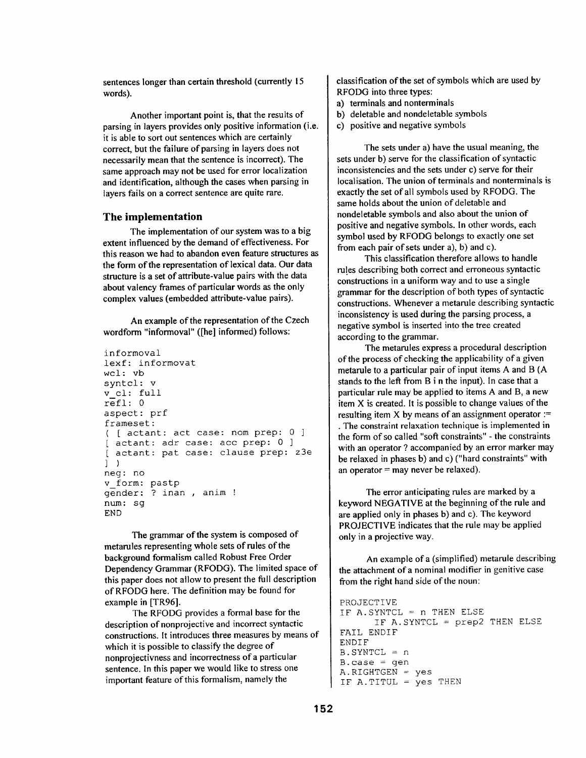sentences longer than certain threshold (currently 15 words).

Another important point is, that the results of parsing in layers provides only positive information (i.e. it is able to sort out sentences which are certainly correct, but the failure of parsing in layers does not necessarily mean that the sentence is incorrect). The same approach may not be used for error localization and identification, although the cases when parsing in layers fails on a correct sentence are quite rare.

## The implementation

The implementation of our system was to a big extent influenced by the demand of effectiveness. For this reason we had to abandon even feature structures as the form of the representation of lexical data. Our data structure is a set of attribute-value pairs with the data about valency frames of particular words as the only complex values (embedded attribute-value pairs).

An example of the representation of the Czech wordform "informoval" ([he] informed) follows:

```
informoval
lexf: informovat
wcl: vb
syntcl: v
v_cl: full
refl: 0
aspect: prf
frameset:
( [ actant: act case: nom prep: 0 ]
[ actant: adr case: acc prep: 0 ]
[ actant: pat case: clause prep: z3e
] )
neg: no
v_form: pastp
gender: ? inan , anim !
num: sg
END
```

The grammar of the system is composed of metarules representing whole sets of rules of the background formalism called Robust Free Order Dependency Grammar (RFODG). The limited space of this paper does not allow to present the full description of RFODG here. The definition may be found for example in [TR96].

The RFODG provides a formal base for the description of nonprojective and incorrect syntactic constructions. It introduces three measures by means of which it is possible to classify the degree of nonprojectivness and incorrectness of a particular sentence. In this paper we would like to stress one important feature of this formalism, namely the classification of the set of symbols which are used by RFODG into three types:

a) terminals and nonterminals
b) deletable and nondeletable symbols
c) positive and negative symbols

The sets under a) have the usual meaning, the sets under b) serve for the classification of syntactic inconsistencies and the sets under c) serve for their localisation. The union of terminals and nonterminals is exactly the set of all symbols used by RFODG. The same holds about the union of deletable and nondeletable symbols and also about the union of positive and negative symbols. In other words, each symbol used by RFODG belongs to exactly one set from each pair of sets under a), b) and c).

This classification therefore allows to handle rules describing both correct and erroneous syntactic constructions in a uniform way and to use a single grammar for the description of both types of syntactic constructions. Whenever a metarule describing syntactic inconsistency is used during the parsing process, a negative symbol is inserted into the tree created according to the grammar.

The metarules express a procedural description of the process of checking the applicability of a given metarule to a particular pair of input items A and B (A stands to the left from B in the input). In case that a particular rule may be applied to items A and B, a new item X is created. It is possible to change values of the resulting item X by means of an assignment operator := . The constraint relaxation technique is implemented in the form of so called "soft constraints" - the constraints with an operator ? accompanied by an error marker may be relaxed in phases b) and c) ("hard constraints" with an operator = may never be relaxed).

The error anticipating rules are marked by a keyword NEGATIVE at the beginning of the rule and are applied only in phases b) and c). The keyword PROJECTIVE indicates that the rule may be applied only in a projective way.

An example of a (simplified) metarule describing the attachment of a nominal modifier in genitive case from the right hand side of the noun:

```
PROJECTIVE
IF A.SYNTCL = n THEN ELSE
     IF A.SYNTCL = prep2 THEN ELSE
FAIL ENDIF
ENDIF
B.SYNTCL = n
B.case = gen
A.RIGHTGEN = yes
IF A.TITUL = yes THEN
```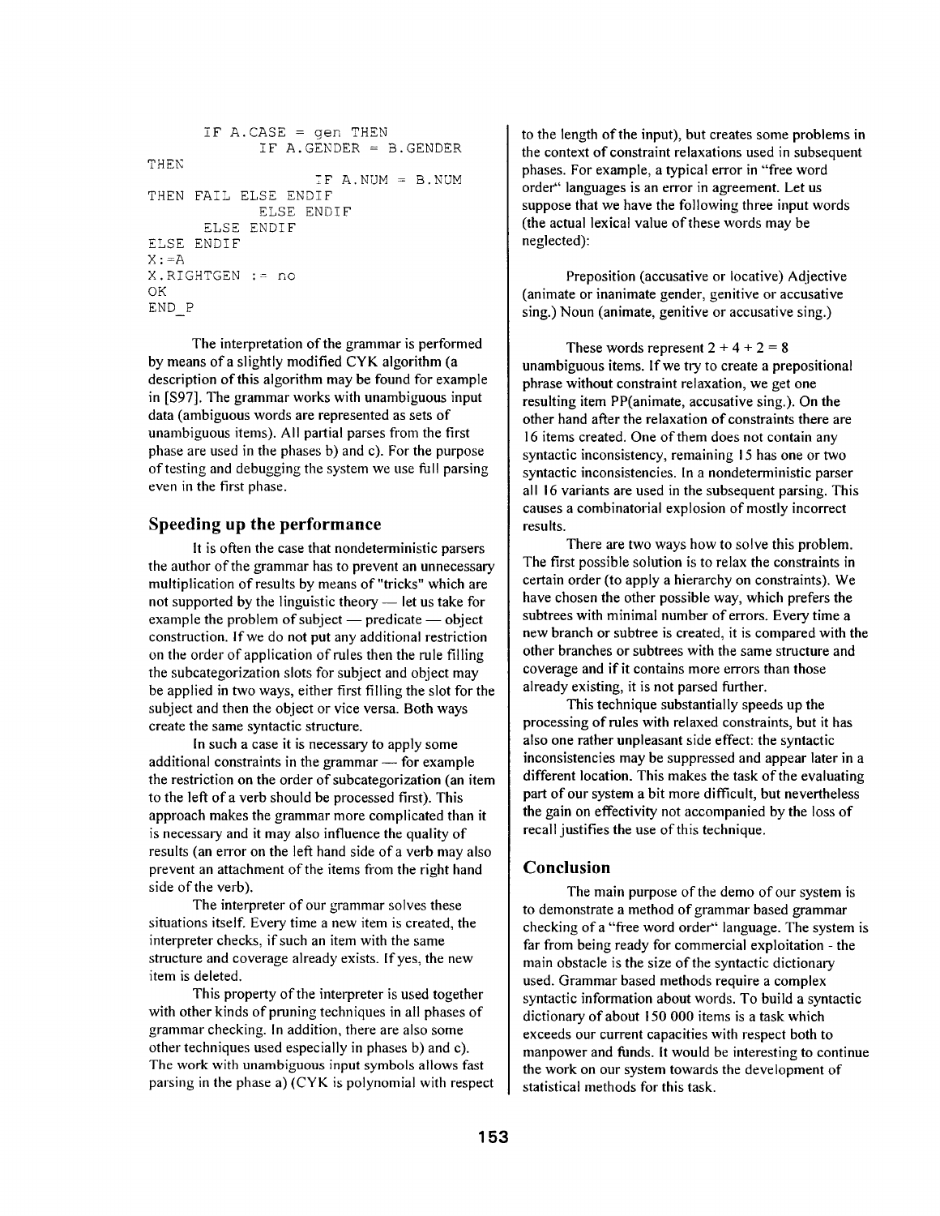```
        IF A.CASE = gen THEN
                IF A.GENDER = B.GENDER
THEN
                        IF A.NUM = B.NUM
THEN FAIL ELSE ENDIF
                ELSE ENDIF
        ELSE ENDIF
ELSE ENDIF
X:=A
X.RIGHTGEN := no
OK
END_P
```

The interpretation of the grammar is performed by means of a slightly modified CYK algorithm (a description of this algorithm may be found for example in [S97]. The grammar works with unambiguous input data (ambiguous words are represented as sets of unambiguous items). All partial parses from the first phase are used in the phases b) and c). For the purpose of testing and debugging the system we use full parsing even in the first phase.

## Speeding up the performance

It is often the case that nondeterministic parsers the author of the grammar has to prevent an unnecessary multiplication of results by means of "tricks" which are not supported by the linguistic theory — let us take for example the problem of subject — predicate — object construction. If we do not put any additional restriction on the order of application of rules then the rule filling the subcategorization slots for subject and object may be applied in two ways, either first filling the slot for the subject and then the object or vice versa. Both ways create the same syntactic structure.

In such a case it is necessary to apply some additional constraints in the grammar — for example the restriction on the order of subcategorization (an item to the left of a verb should be processed first). This approach makes the grammar more complicated than it is necessary and it may also influence the quality of results (an error on the left hand side of a verb may also prevent an attachment of the items from the right hand side of the verb).

The interpreter of our grammar solves these situations itself. Every time a new item is created, the interpreter checks, if such an item with the same structure and coverage already exists. If yes, the new item is deleted.

This property of the interpreter is used together with other kinds of pruning techniques in all phases of grammar checking. In addition, there are also some other techniques used especially in phases b) and c). The work with unambiguous input symbols allows fast parsing in the phase a) (CYK is polynomial with respect to the length of the input), but creates some problems in the context of constraint relaxations used in subsequent phases. For example, a typical error in "free word order" languages is an error in agreement. Let us suppose that we have the following three input words (the actual lexical value of these words may be neglected):

Preposition (accusative or locative) Adjective (animate or inanimate gender, genitive or accusative sing.) Noun (animate, genitive or accusative sing.)

These words represent 2 + 4 + 2 = 8 unambiguous items. If we try to create a prepositional phrase without constraint relaxation, we get one resulting item PP(animate, accusative sing.). On the other hand after the relaxation of constraints there are 16 items created. One of them does not contain any syntactic inconsistency, remaining 15 has one or two syntactic inconsistencies. In a nondeterministic parser all 16 variants are used in the subsequent parsing. This causes a combinatorial explosion of mostly incorrect results.

There are two ways how to solve this problem. The first possible solution is to relax the constraints in certain order (to apply a hierarchy on constraints). We have chosen the other possible way, which prefers the subtrees with minimal number of errors. Every time a new branch or subtree is created, it is compared with the other branches or subtrees with the same structure and coverage and if it contains more errors than those already existing, it is not parsed further.

This technique substantially speeds up the processing of rules with relaxed constraints, but it has also one rather unpleasant side effect: the syntactic inconsistencies may be suppressed and appear later in a different location. This makes the task of the evaluating part of our system a bit more difficult, but nevertheless the gain on effectivity not accompanied by the loss of recall justifies the use of this technique.

## Conclusion

The main purpose of the demo of our system is to demonstrate a method of grammar based grammar checking of a "free word order" language. The system is far from being ready for commercial exploitation - the main obstacle is the size of the syntactic dictionary used. Grammar based methods require a complex syntactic information about words. To build a syntactic dictionary of about 150 000 items is a task which exceeds our current capacities with respect both to manpower and funds. It would be interesting to continue the work on our system towards the development of statistical methods for this task.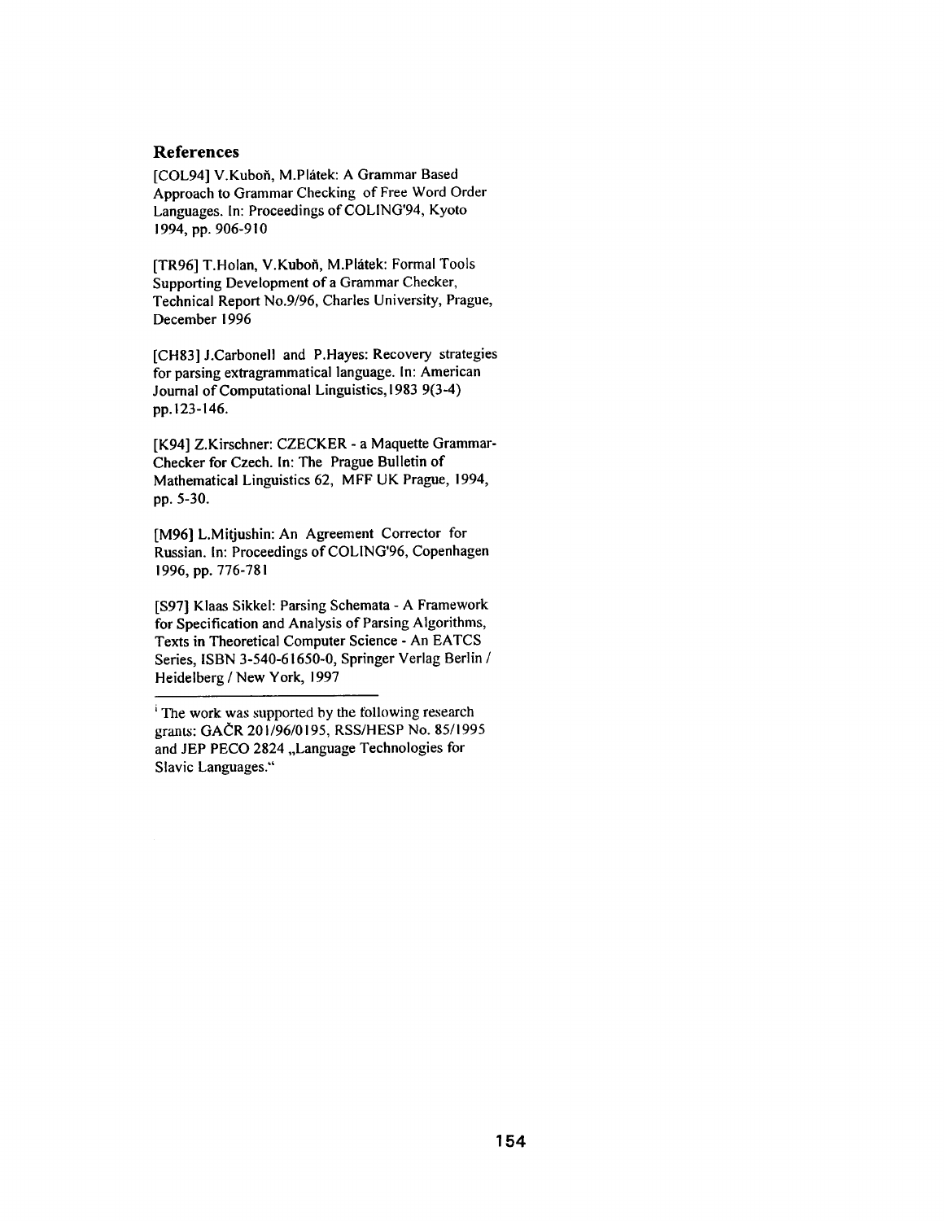## References

[COL94] V.Kuboň, M.Plátek: A Grammar Based Approach to Grammar Checking of Free Word Order Languages. In: Proceedings of COLING'94, Kyoto 1994, pp. 906-910

[TR96] T.Holan, V.Kuboň, M.Plátek: Formal Tools Supporting Development of a Grammar Checker, Technical Report No.9/96, Charles University, Prague, December 1996

[CH83] J.Carbonell and P.Hayes: Recovery strategies for parsing extragrammatical language. In: American Journal of Computational Linguistics,1983 9(3-4) pp.123-146.

[K94] Z.Kirschner: CZECKER - a Maquette Grammar-Checker for Czech. In: The Prague Bulletin of Mathematical Linguistics 62, MFF UK Prague, 1994, pp. 5-30.

[M96] L.Mitjushin: An Agreement Corrector for Russian. In: Proceedings of COLING'96, Copenhagen 1996, pp. 776-781

[S97] Klaas Sikkel: Parsing Schemata - A Framework for Specification and Analysis of Parsing Algorithms, Texts in Theoretical Computer Science - An EATCS Series, ISBN 3-540-61650-0, Springer Verlag Berlin / Heidelberg / New York, 1997

---

[i] The work was supported by the following research grants: GAČR 201/96/0195, RSS/HESP No. 85/1995 and JEP PECO 2824 „Language Technologies for Slavic Languages."